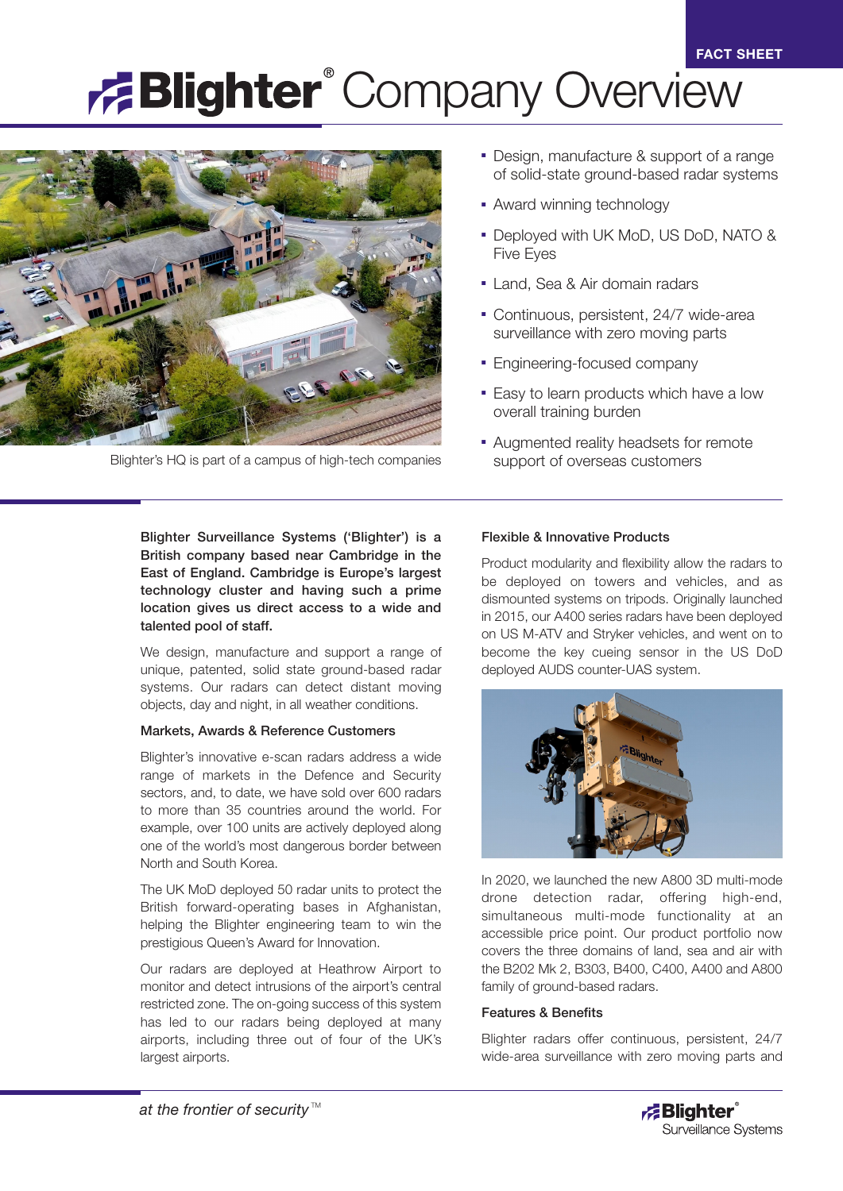FACT SHEET

# Blighter® Company Overview

Blighter's HQ is part of a campus of high-tech companies

- Design, manufacture & support of a range of solid-state ground-based radar systems
- Award winning technology
- Deployed with UK MoD, US DoD, NATO & Five Eyes
- Land, Sea & Air domain radars
- Continuous, persistent, 24/7 wide-area surveillance with zero moving parts
- Engineering-focused company
- Easy to learn products which have a low overall training burden
- Augmented reality headsets for remote support of overseas customers

**Blighter Surveillance Systems ('Blighter') is a British company based near Cambridge in the East of England. Cambridge is Europe's largest technology cluster and having such a prime location gives us direct access to a wide and talented pool of staff.**

We design, manufacture and support a range of unique, patented, solid state ground-based radar systems. Our radars can detect distant moving objects, day and night, in all weather conditions.

### Markets, Awards & Reference Customers

Blighter's innovative e-scan radars address a wide range of markets in the Defence and Security sectors, and, to date, we have sold over 600 radars to more than 35 countries around the world. For example, over 100 units are actively deployed along one of the world's most dangerous border between North and South Korea.

The UK MoD deployed 50 radar units to protect the British forward-operating bases in Afghanistan, helping the Blighter engineering team to win the prestigious Queen's Award for Innovation.

Our radars are deployed at Heathrow Airport to monitor and detect intrusions of the airport's central restricted zone. The on-going success of this system has led to our radars being deployed at many airports, including three out of four of the UK's largest airports.

### Flexible & Innovative Products

Product modularity and flexibility allow the radars to be deployed on towers and vehicles, and as dismounted systems on tripods. Originally launched in 2015, our A400 series radars have been deployed on US M-ATV and Stryker vehicles, and went on to become the key cueing sensor in the US DoD deployed AUDS counter-UAS system.

In 2020, we launched the new A800 3D multi-mode drone detection radar, offering high-end, simultaneous multi-mode functionality at an accessible price point. Our product portfolio now covers the three domains of land, sea and air with the B202 Mk 2, B303, B400, C400, A400 and A800 family of ground-based radars.

### Features & Benefits

Blighter radars offer continuous, persistent, 24/7 wide-area surveillance with zero moving parts and

*at the frontier of security™*

Blighter® Surveillance Systems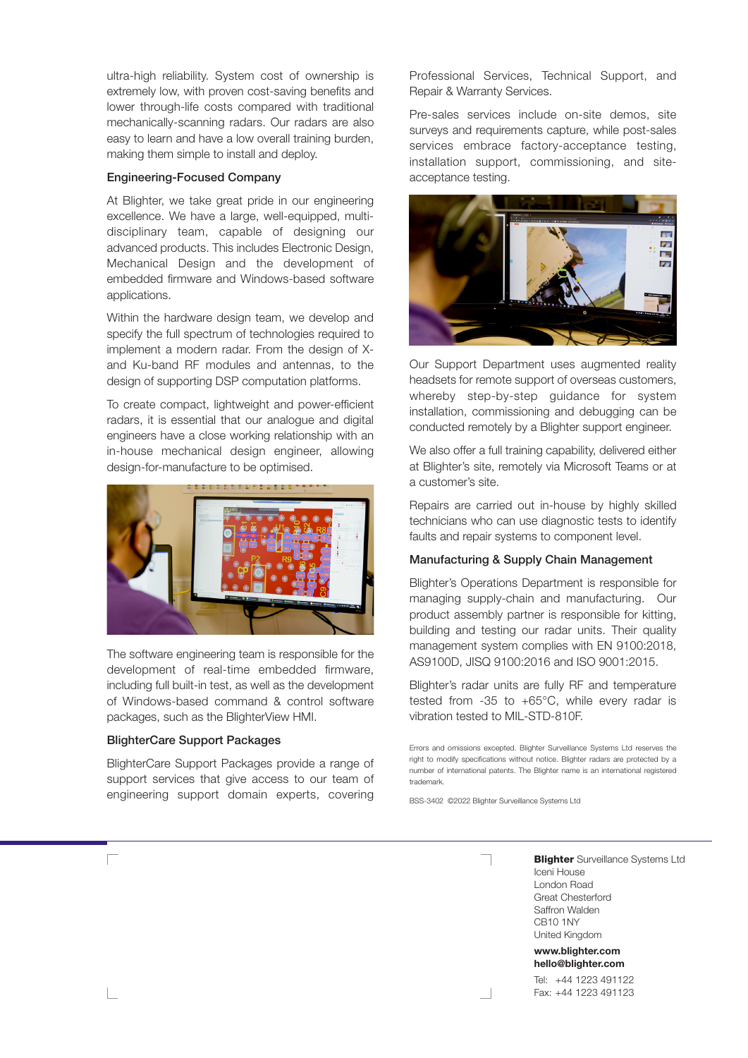ultra-high reliability. System cost of ownership is extremely low, with proven cost-saving benefits and lower through-life costs compared with traditional mechanically-scanning radars. Our radars are also easy to learn and have a low overall training burden, making them simple to install and deploy.

### Engineering-Focused Company

At Blighter, we take great pride in our engineering excellence. We have a large, well-equipped, multi-disciplinary team, capable of designing our advanced products. This includes Electronic Design, Mechanical Design and the development of embedded firmware and Windows-based software applications.

Within the hardware design team, we develop and specify the full spectrum of technologies required to implement a modern radar. From the design of X- and Ku-band RF modules and antennas, to the design of supporting DSP computation platforms.

To create compact, lightweight and power-efficient radars, it is essential that our analogue and digital engineers have a close working relationship with an in-house mechanical design engineer, allowing design-for-manufacture to be optimised.

The software engineering team is responsible for the development of real-time embedded firmware, including full built-in test, as well as the development of Windows-based command & control software packages, such as the BlighterView HMI.

### BlighterCare Support Packages

BlighterCare Support Packages provide a range of support services that give access to our team of engineering support domain experts, covering Professional Services, Technical Support, and Repair & Warranty Services.

Pre-sales services include on-site demos, site surveys and requirements capture, while post-sales services embrace factory-acceptance testing, installation support, commissioning, and site-acceptance testing.

Our Support Department uses augmented reality headsets for remote support of overseas customers, whereby step-by-step guidance for system installation, commissioning and debugging can be conducted remotely by a Blighter support engineer.

We also offer a full training capability, delivered either at Blighter's site, remotely via Microsoft Teams or at a customer's site.

Repairs are carried out in-house by highly skilled technicians who can use diagnostic tests to identify faults and repair systems to component level.

### Manufacturing & Supply Chain Management

Blighter's Operations Department is responsible for managing supply-chain and manufacturing. Our product assembly partner is responsible for kitting, building and testing our radar units. Their quality management system complies with EN 9100:2018, AS9100D, JISQ 9100:2016 and ISO 9001:2015.

Blighter's radar units are fully RF and temperature tested from -35 to +65°C, while every radar is vibration tested to MIL-STD-810F.

Errors and omissions excepted. Blighter Surveillance Systems Ltd reserves the right to modify specifications without notice. Blighter radars are protected by a number of international patents. The Blighter name is an international registered trademark.

BSS-3402 ©2022 Blighter Surveillance Systems Ltd

**Blighter** Surveillance Systems Ltd
Iceni House
London Road
Great Chesterford
Saffron Walden
CB10 1NY
United Kingdom

**www.blighter.com**
**hello@blighter.com**

Tel: +44 1223 491122
Fax: +44 1223 491123